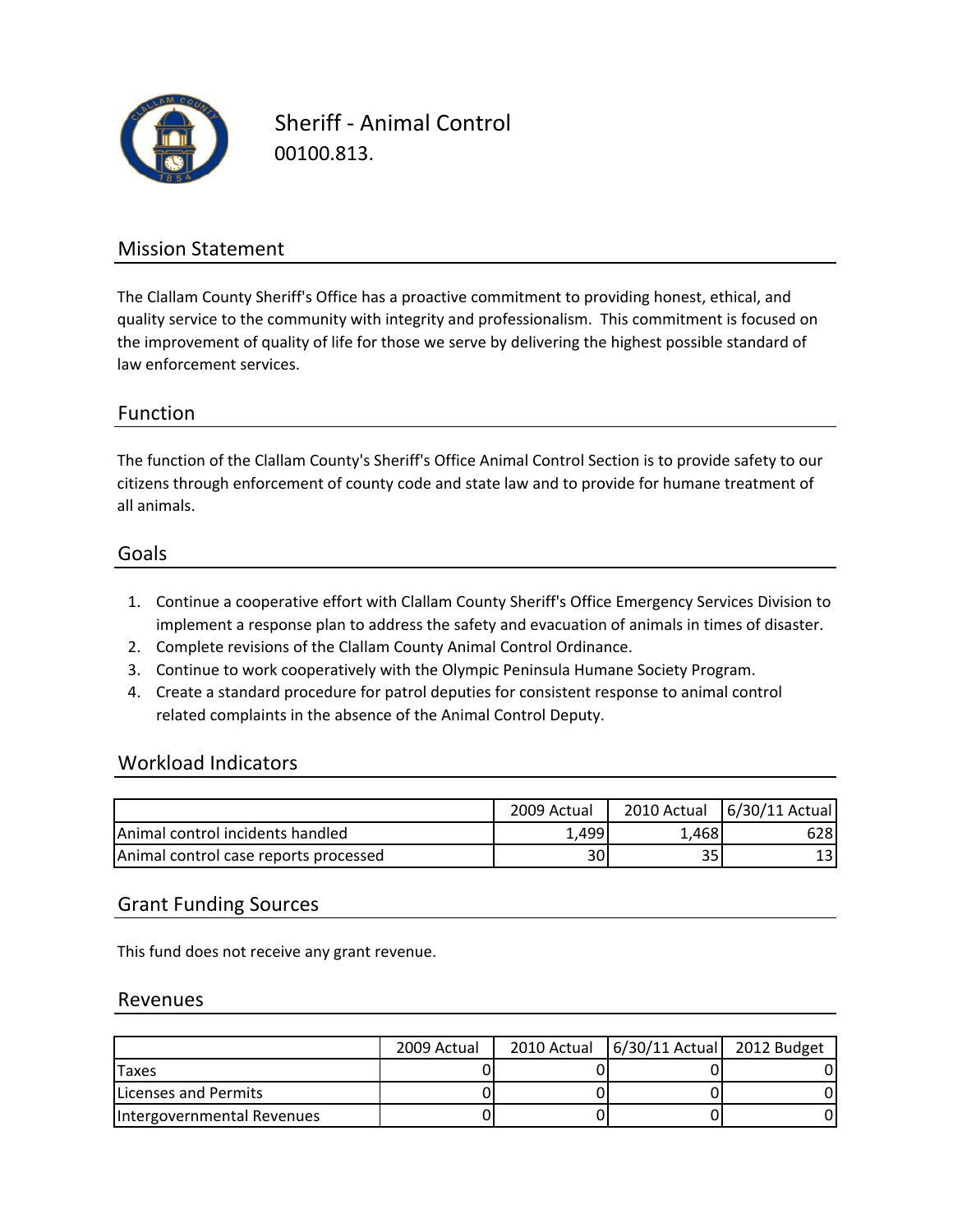# Sheriff - Animal Control

00100.813.

## Mission Statement

The Clallam County Sheriff's Office has a proactive commitment to providing honest, ethical, and quality service to the community with integrity and professionalism. This commitment is focused on the improvement of quality of life for those we serve by delivering the highest possible standard of law enforcement services.

## Function

The function of the Clallam County's Sheriff's Office Animal Control Section is to provide safety to our citizens through enforcement of county code and state law and to provide for humane treatment of all animals.

## Goals

1. Continue a cooperative effort with Clallam County Sheriff's Office Emergency Services Division to implement a response plan to address the safety and evacuation of animals in times of disaster.
2. Complete revisions of the Clallam County Animal Control Ordinance.
3. Continue to work cooperatively with the Olympic Peninsula Humane Society Program.
4. Create a standard procedure for patrol deputies for consistent response to animal control related complaints in the absence of the Animal Control Deputy.

## Workload Indicators

| | 2009 Actual | 2010 Actual | 6/30/11 Actual |
|---|---|---|---|
| Animal control incidents handled | 1,499 | 1,468 | 628 |
| Animal control case reports processed | 30 | 35 | 13 |

## Grant Funding Sources

This fund does not receive any grant revenue.

## Revenues

| | 2009 Actual | 2010 Actual | 6/30/11 Actual | 2012 Budget |
|---|---|---|---|---|
| Taxes | 0 | 0 | 0 | 0 |
| Licenses and Permits | 0 | 0 | 0 | 0 |
| Intergovernmental Revenues | 0 | 0 | 0 | 0 |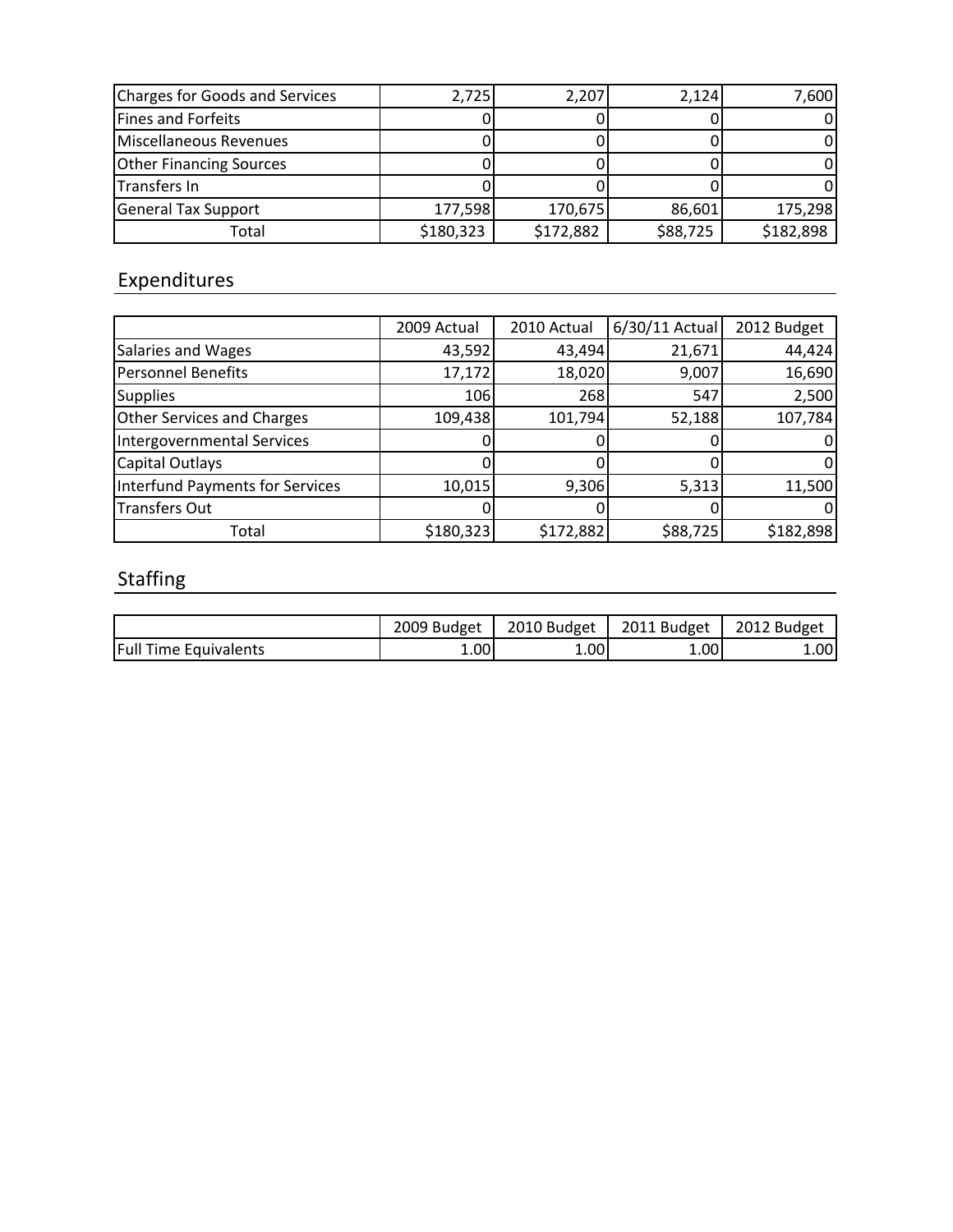| | | | | |
|---|---|---|---|---|
| Charges for Goods and Services | 2,725 | 2,207 | 2,124 | 7,600 |
| Fines and Forfeits | 0 | 0 | 0 | 0 |
| Miscellaneous Revenues | 0 | 0 | 0 | 0 |
| Other Financing Sources | 0 | 0 | 0 | 0 |
| Transfers In | 0 | 0 | 0 | 0 |
| General Tax Support | 177,598 | 170,675 | 86,601 | 175,298 |
| Total | $180,323 | $172,882 | $88,725 | $182,898 |

## Expenditures

| | 2009 Actual | 2010 Actual | 6/30/11 Actual | 2012 Budget |
|---|---|---|---|---|
| Salaries and Wages | 43,592 | 43,494 | 21,671 | 44,424 |
| Personnel Benefits | 17,172 | 18,020 | 9,007 | 16,690 |
| Supplies | 106 | 268 | 547 | 2,500 |
| Other Services and Charges | 109,438 | 101,794 | 52,188 | 107,784 |
| Intergovernmental Services | 0 | 0 | 0 | 0 |
| Capital Outlays | 0 | 0 | 0 | 0 |
| Interfund Payments for Services | 10,015 | 9,306 | 5,313 | 11,500 |
| Transfers Out | 0 | 0 | 0 | 0 |
| Total | $180,323 | $172,882 | $88,725 | $182,898 |

## Staffing

| | 2009 Budget | 2010 Budget | 2011 Budget | 2012 Budget |
|---|---|---|---|---|
| Full Time Equivalents | 1.00 | 1.00 | 1.00 | 1.00 |